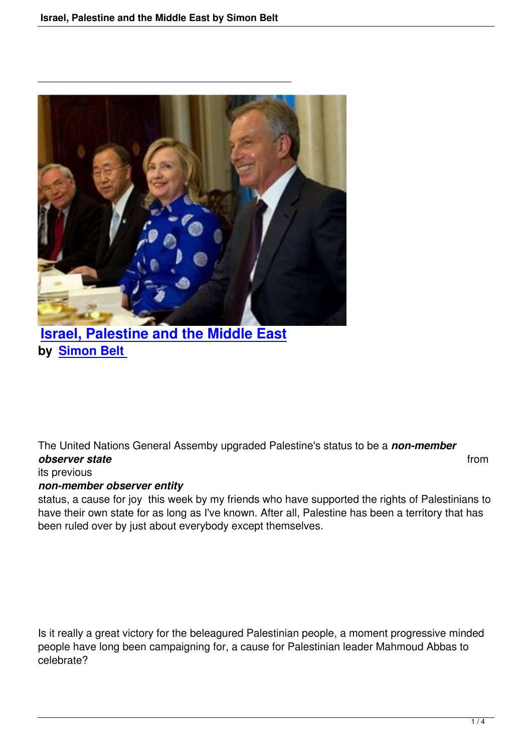# Israel, Palestine and the Middle East

**by Simon Belt**

The United Nations General Assemby upgraded Palestine's status to be a ***non-member observer state*** from its previous ***non-member observer entity*** status, a cause for joy this week by my friends who have supported the rights of Palestinians to have their own state for as long as I've known. After all, Palestine has been a territory that has been ruled over by just about everybody except themselves.

Is it really a great victory for the beleagured Palestinian people, a moment progressive minded people have long been campaigning for, a cause for Palestinian leader Mahmoud Abbas to celebrate?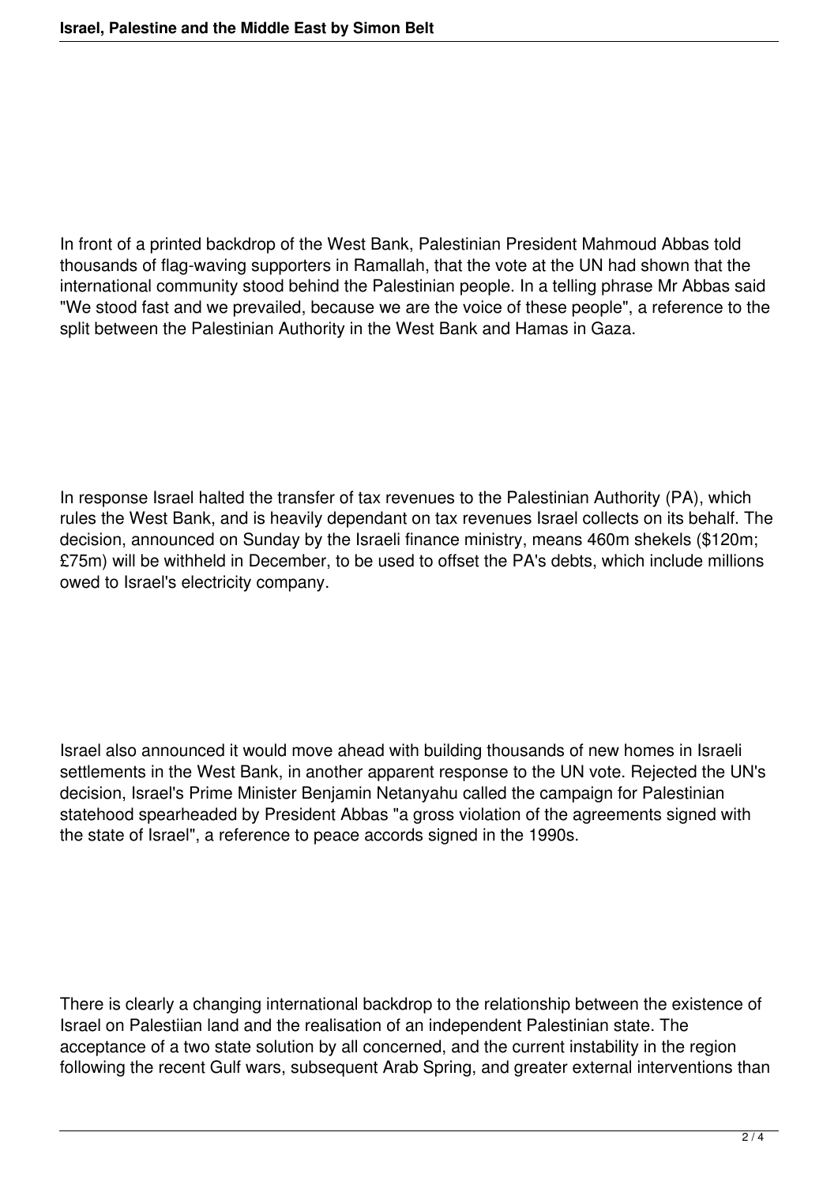In front of a printed backdrop of the West Bank, Palestinian President Mahmoud Abbas told thousands of flag-waving supporters in Ramallah, that the vote at the UN had shown that the international community stood behind the Palestinian people. In a telling phrase Mr Abbas said "We stood fast and we prevailed, because we are the voice of these people", a reference to the split between the Palestinian Authority in the West Bank and Hamas in Gaza.

In response Israel halted the transfer of tax revenues to the Palestinian Authority (PA), which rules the West Bank, and is heavily dependant on tax revenues Israel collects on its behalf. The decision, announced on Sunday by the Israeli finance ministry, means 460m shekels ($120m; £75m) will be withheld in December, to be used to offset the PA's debts, which include millions owed to Israel's electricity company.

Israel also announced it would move ahead with building thousands of new homes in Israeli settlements in the West Bank, in another apparent response to the UN vote. Rejected the UN's decision, Israel's Prime Minister Benjamin Netanyahu called the campaign for Palestinian statehood spearheaded by President Abbas "a gross violation of the agreements signed with the state of Israel", a reference to peace accords signed in the 1990s.

There is clearly a changing international backdrop to the relationship between the existence of Israel on Palestiian land and the realisation of an independent Palestinian state. The acceptance of a two state solution by all concerned, and the current instability in the region following the recent Gulf wars, subsequent Arab Spring, and greater external interventions than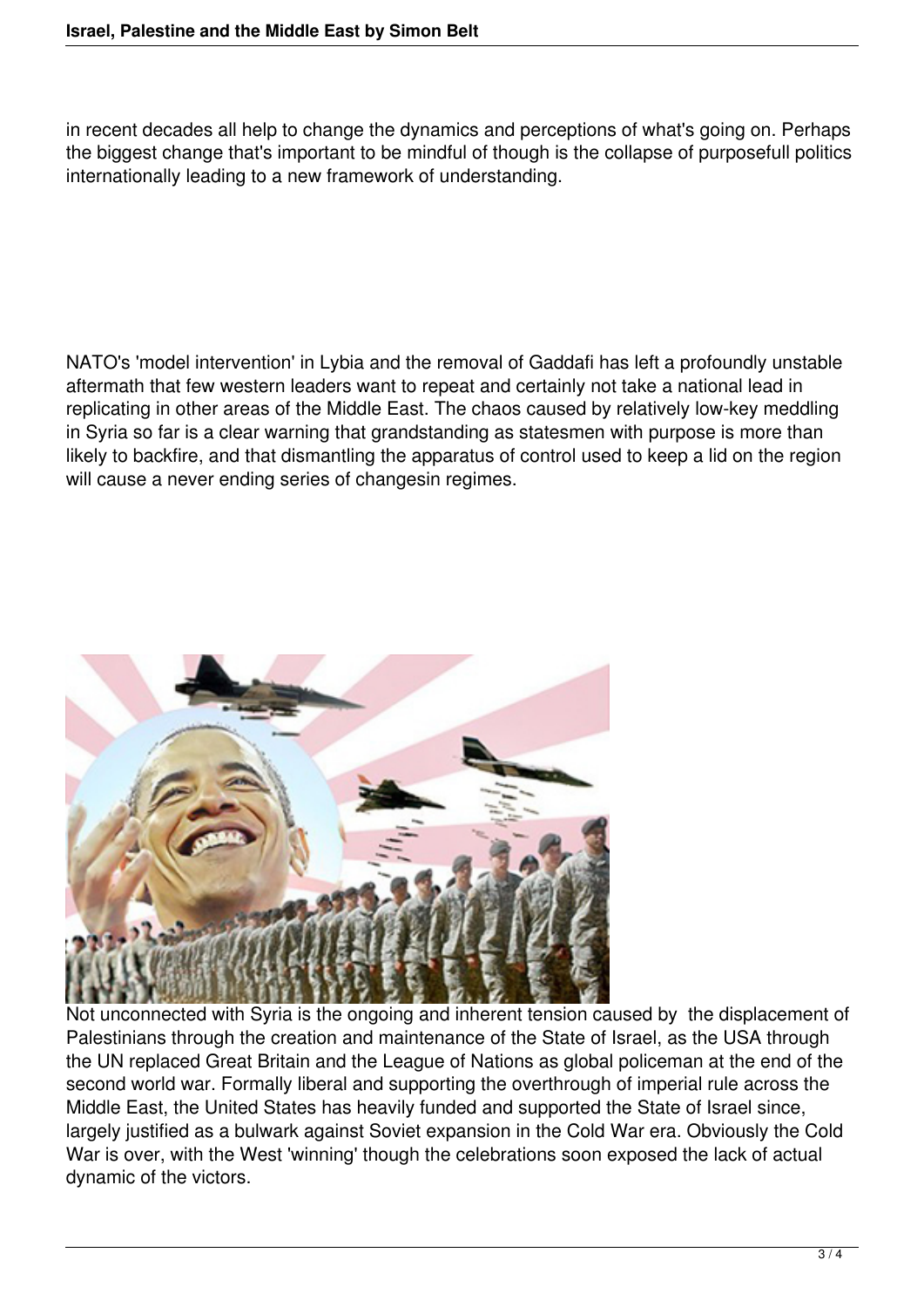in recent decades all help to change the dynamics and perceptions of what's going on. Perhaps the biggest change that's important to be mindful of though is the collapse of purposefull politics internationally leading to a new framework of understanding.

NATO's 'model intervention' in Lybia and the removal of Gaddafi has left a profoundly unstable aftermath that few western leaders want to repeat and certainly not take a national lead in replicating in other areas of the Middle East. The chaos caused by relatively low-key meddling in Syria so far is a clear warning that grandstanding as statesmen with purpose is more than likely to backfire, and that dismantling the apparatus of control used to keep a lid on the region will cause a never ending series of changesin regimes.

Not unconnected with Syria is the ongoing and inherent tension caused by the displacement of Palestinians through the creation and maintenance of the State of Israel, as the USA through the UN replaced Great Britain and the League of Nations as global policeman at the end of the second world war. Formally liberal and supporting the overthrough of imperial rule across the Middle East, the United States has heavily funded and supported the State of Israel since, largely justified as a bulwark against Soviet expansion in the Cold War era. Obviously the Cold War is over, with the West 'winning' though the celebrations soon exposed the lack of actual dynamic of the victors.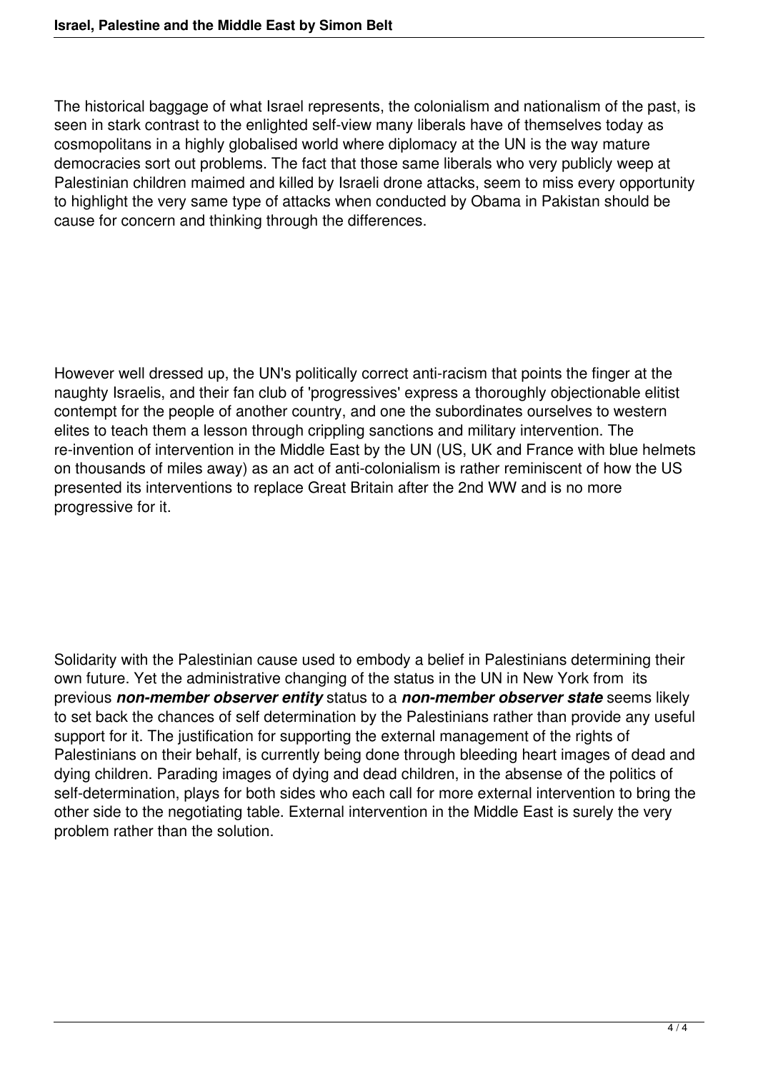The historical baggage of what Israel represents, the colonialism and nationalism of the past, is seen in stark contrast to the enlighted self-view many liberals have of themselves today as cosmopolitans in a highly globalised world where diplomacy at the UN is the way mature democracies sort out problems. The fact that those same liberals who very publicly weep at Palestinian children maimed and killed by Israeli drone attacks, seem to miss every opportunity to highlight the very same type of attacks when conducted by Obama in Pakistan should be cause for concern and thinking through the differences.

However well dressed up, the UN's politically correct anti-racism that points the finger at the naughty Israelis, and their fan club of 'progressives' express a thoroughly objectionable elitist contempt for the people of another country, and one the subordinates ourselves to western elites to teach them a lesson through crippling sanctions and military intervention. The re-invention of intervention in the Middle East by the UN (US, UK and France with blue helmets on thousands of miles away) as an act of anti-colonialism is rather reminiscent of how the US presented its interventions to replace Great Britain after the 2nd WW and is no more progressive for it.

Solidarity with the Palestinian cause used to embody a belief in Palestinians determining their own future. Yet the administrative changing of the status in the UN in New York from its previous ***non-member observer entity*** status to a ***non-member observer state*** seems likely to set back the chances of self determination by the Palestinians rather than provide any useful support for it. The justification for supporting the external management of the rights of Palestinians on their behalf, is currently being done through bleeding heart images of dead and dying children. Parading images of dying and dead children, in the absense of the politics of self-determination, plays for both sides who each call for more external intervention to bring the other side to the negotiating table. External intervention in the Middle East is surely the very problem rather than the solution.